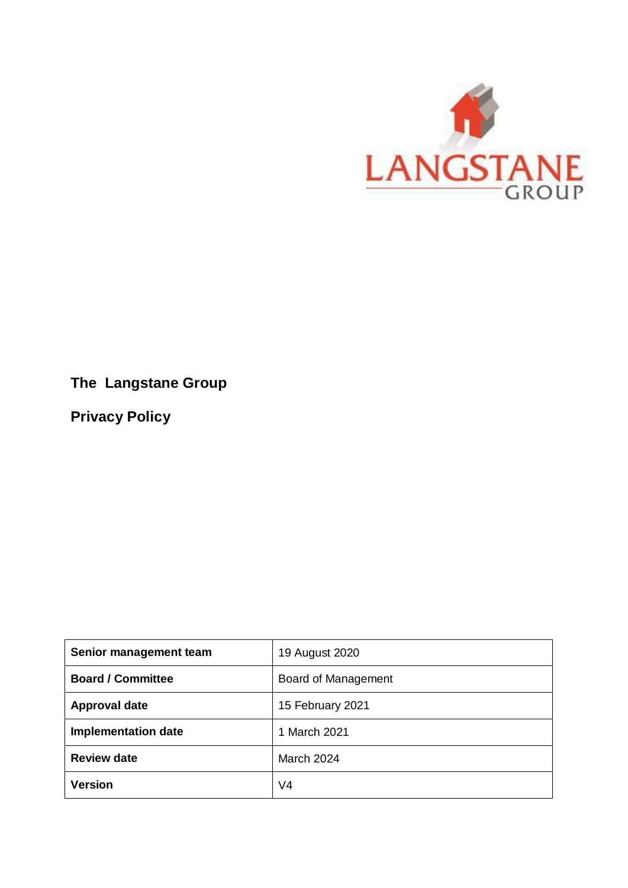LANGSTANE GROUP

# The Langstane Group

# Privacy Policy

| Senior management team | 19 August 2020 |
| --- | --- |
| Board / Committee | Board of Management |
| Approval date | 15 February 2021 |
| Implementation date | 1 March 2021 |
| Review date | March 2024 |
| Version | V4 |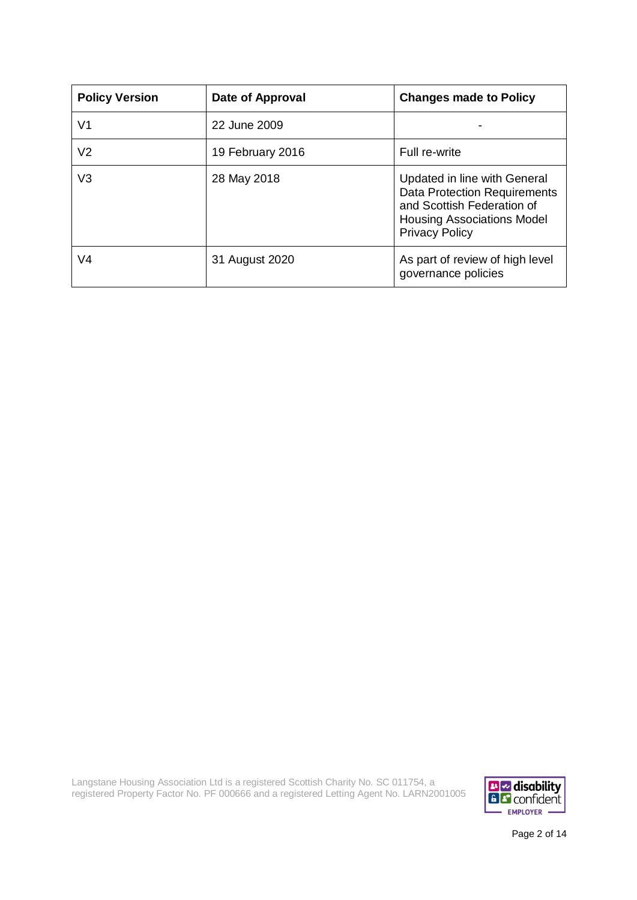| Policy Version | Date of Approval | Changes made to Policy |
| --- | --- | --- |
| V1 | 22 June 2009 | - |
| V2 | 19 February 2016 | Full re-write |
| V3 | 28 May 2018 | Updated in line with General Data Protection Requirements and Scottish Federation of Housing Associations Model Privacy Policy |
| V4 | 31 August 2020 | As part of review of high level governance policies |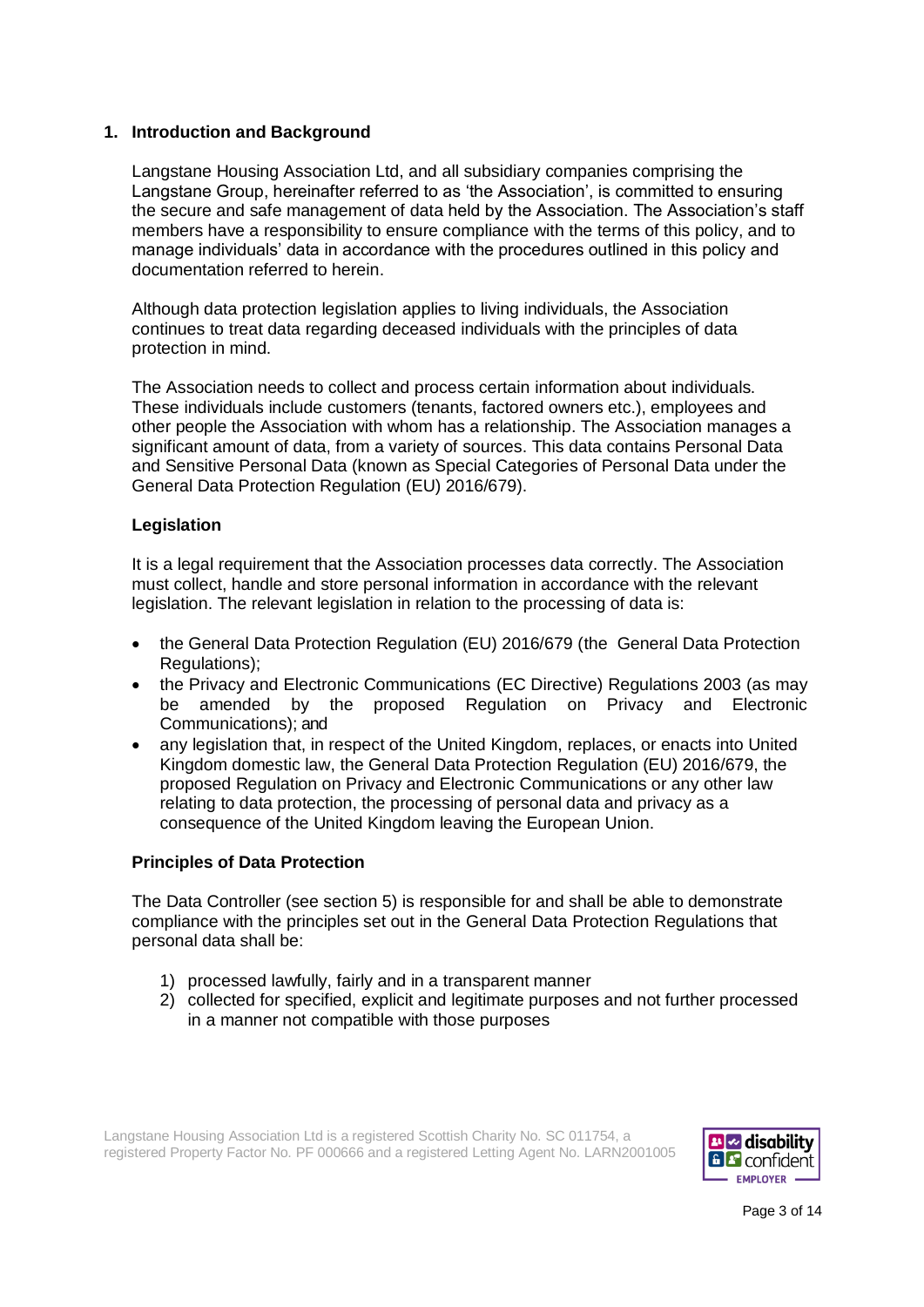## 1. Introduction and Background

Langstane Housing Association Ltd, and all subsidiary companies comprising the Langstane Group, hereinafter referred to as 'the Association', is committed to ensuring the secure and safe management of data held by the Association. The Association's staff members have a responsibility to ensure compliance with the terms of this policy, and to manage individuals' data in accordance with the procedures outlined in this policy and documentation referred to herein.

Although data protection legislation applies to living individuals, the Association continues to treat data regarding deceased individuals with the principles of data protection in mind.

The Association needs to collect and process certain information about individuals. These individuals include customers (tenants, factored owners etc.), employees and other people the Association with whom has a relationship. The Association manages a significant amount of data, from a variety of sources. This data contains Personal Data and Sensitive Personal Data (known as Special Categories of Personal Data under the General Data Protection Regulation (EU) 2016/679).

### Legislation

It is a legal requirement that the Association processes data correctly. The Association must collect, handle and store personal information in accordance with the relevant legislation. The relevant legislation in relation to the processing of data is:

- the General Data Protection Regulation (EU) 2016/679 (the General Data Protection Regulations);
- the Privacy and Electronic Communications (EC Directive) Regulations 2003 (as may be amended by the proposed Regulation on Privacy and Electronic Communications); and
- any legislation that, in respect of the United Kingdom, replaces, or enacts into United Kingdom domestic law, the General Data Protection Regulation (EU) 2016/679, the proposed Regulation on Privacy and Electronic Communications or any other law relating to data protection, the processing of personal data and privacy as a consequence of the United Kingdom leaving the European Union.

### Principles of Data Protection

The Data Controller (see section 5) is responsible for and shall be able to demonstrate compliance with the principles set out in the General Data Protection Regulations that personal data shall be:

1) processed lawfully, fairly and in a transparent manner
2) collected for specified, explicit and legitimate purposes and not further processed in a manner not compatible with those purposes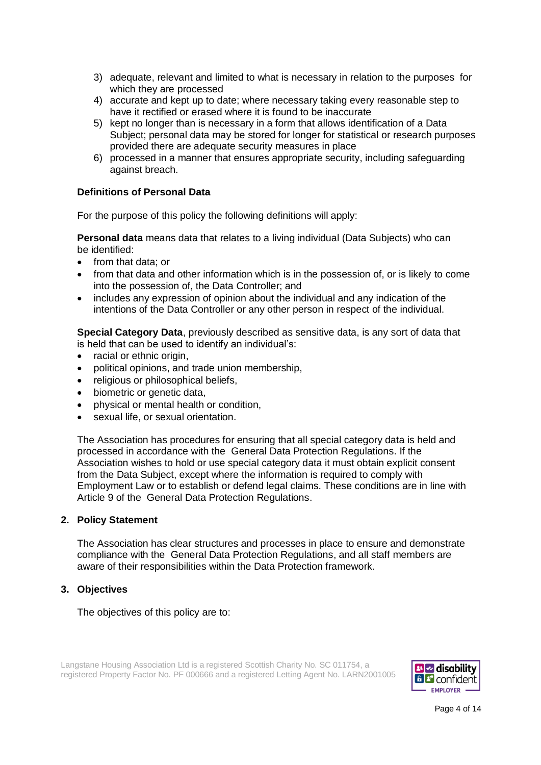3) adequate, relevant and limited to what is necessary in relation to the purposes for which they are processed
4) accurate and kept up to date; where necessary taking every reasonable step to have it rectified or erased where it is found to be inaccurate
5) kept no longer than is necessary in a form that allows identification of a Data Subject; personal data may be stored for longer for statistical or research purposes provided there are adequate security measures in place
6) processed in a manner that ensures appropriate security, including safeguarding against breach.

### Definitions of Personal Data

For the purpose of this policy the following definitions will apply:

**Personal data** means data that relates to a living individual (Data Subjects) who can be identified:

- from that data; or
- from that data and other information which is in the possession of, or is likely to come into the possession of, the Data Controller; and
- includes any expression of opinion about the individual and any indication of the intentions of the Data Controller or any other person in respect of the individual.

**Special Category Data**, previously described as sensitive data, is any sort of data that is held that can be used to identify an individual's:

- racial or ethnic origin,
- political opinions, and trade union membership,
- religious or philosophical beliefs,
- biometric or genetic data,
- physical or mental health or condition,
- sexual life, or sexual orientation.

The Association has procedures for ensuring that all special category data is held and processed in accordance with the General Data Protection Regulations. If the Association wishes to hold or use special category data it must obtain explicit consent from the Data Subject, except where the information is required to comply with Employment Law or to establish or defend legal claims. These conditions are in line with Article 9 of the General Data Protection Regulations.

## 2. Policy Statement

The Association has clear structures and processes in place to ensure and demonstrate compliance with the General Data Protection Regulations, and all staff members are aware of their responsibilities within the Data Protection framework.

## 3. Objectives

The objectives of this policy are to: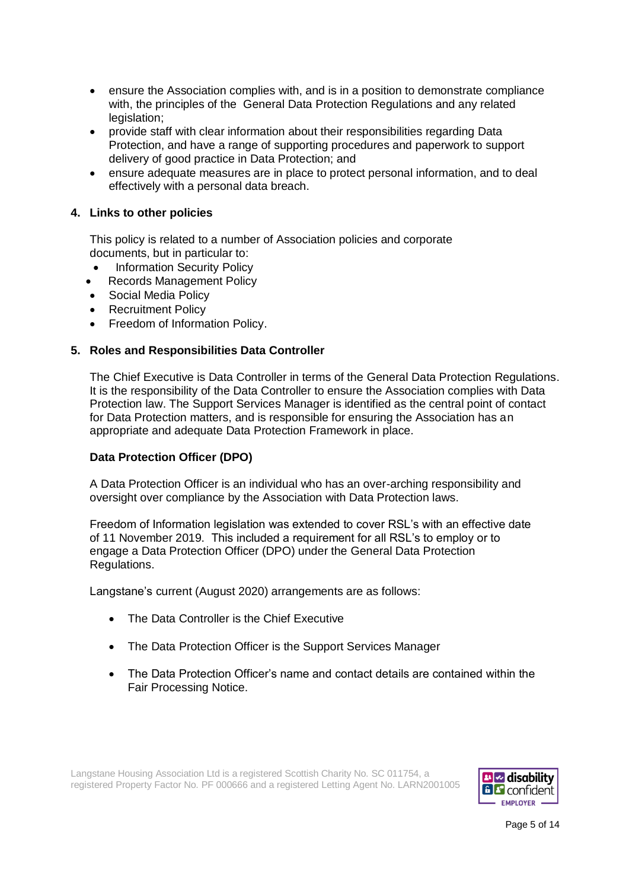- ensure the Association complies with, and is in a position to demonstrate compliance with, the principles of the General Data Protection Regulations and any related legislation;
- provide staff with clear information about their responsibilities regarding Data Protection, and have a range of supporting procedures and paperwork to support delivery of good practice in Data Protection; and
- ensure adequate measures are in place to protect personal information, and to deal effectively with a personal data breach.

## 4. Links to other policies

This policy is related to a number of Association policies and corporate documents, but in particular to:

- Information Security Policy
- Records Management Policy
- Social Media Policy
- Recruitment Policy
- Freedom of Information Policy.

## 5. Roles and Responsibilities Data Controller

The Chief Executive is Data Controller in terms of the General Data Protection Regulations. It is the responsibility of the Data Controller to ensure the Association complies with Data Protection law. The Support Services Manager is identified as the central point of contact for Data Protection matters, and is responsible for ensuring the Association has an appropriate and adequate Data Protection Framework in place.

### Data Protection Officer (DPO)

A Data Protection Officer is an individual who has an over-arching responsibility and oversight over compliance by the Association with Data Protection laws.

Freedom of Information legislation was extended to cover RSL's with an effective date of 11 November 2019. This included a requirement for all RSL's to employ or to engage a Data Protection Officer (DPO) under the General Data Protection Regulations.

Langstane's current (August 2020) arrangements are as follows:

- The Data Controller is the Chief Executive
- The Data Protection Officer is the Support Services Manager
- The Data Protection Officer's name and contact details are contained within the Fair Processing Notice.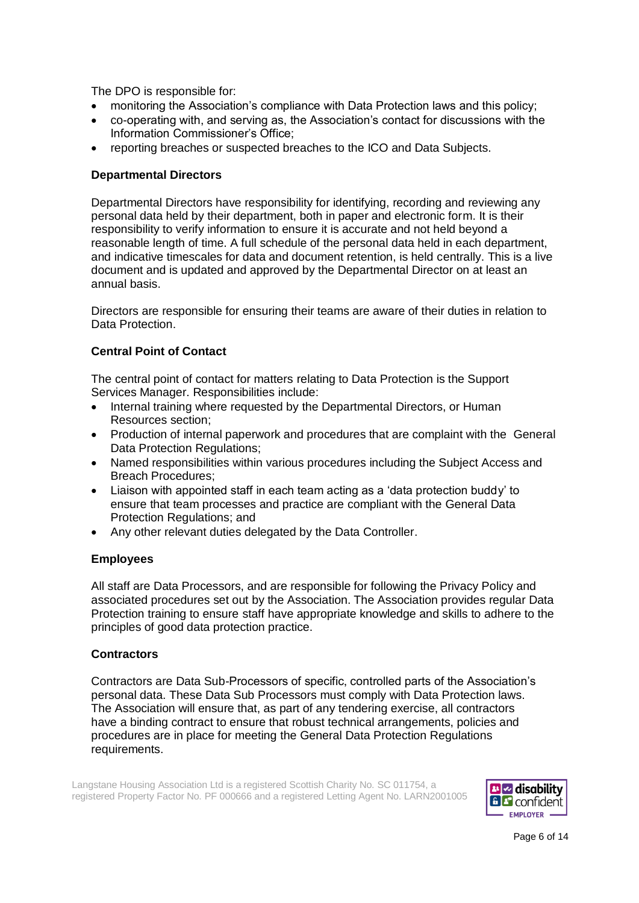The DPO is responsible for:

- monitoring the Association's compliance with Data Protection laws and this policy;
- co-operating with, and serving as, the Association's contact for discussions with the Information Commissioner's Office;
- reporting breaches or suspected breaches to the ICO and Data Subjects.

**Departmental Directors**

Departmental Directors have responsibility for identifying, recording and reviewing any personal data held by their department, both in paper and electronic form. It is their responsibility to verify information to ensure it is accurate and not held beyond a reasonable length of time. A full schedule of the personal data held in each department, and indicative timescales for data and document retention, is held centrally. This is a live document and is updated and approved by the Departmental Director on at least an annual basis.

Directors are responsible for ensuring their teams are aware of their duties in relation to Data Protection.

**Central Point of Contact**

The central point of contact for matters relating to Data Protection is the Support Services Manager. Responsibilities include:

- Internal training where requested by the Departmental Directors, or Human Resources section;
- Production of internal paperwork and procedures that are complaint with the General Data Protection Regulations;
- Named responsibilities within various procedures including the Subject Access and Breach Procedures;
- Liaison with appointed staff in each team acting as a 'data protection buddy' to ensure that team processes and practice are compliant with the General Data Protection Regulations; and
- Any other relevant duties delegated by the Data Controller.

**Employees**

All staff are Data Processors, and are responsible for following the Privacy Policy and associated procedures set out by the Association. The Association provides regular Data Protection training to ensure staff have appropriate knowledge and skills to adhere to the principles of good data protection practice.

**Contractors**

Contractors are Data Sub-Processors of specific, controlled parts of the Association's personal data. These Data Sub Processors must comply with Data Protection laws. The Association will ensure that, as part of any tendering exercise, all contractors have a binding contract to ensure that robust technical arrangements, policies and procedures are in place for meeting the General Data Protection Regulations requirements.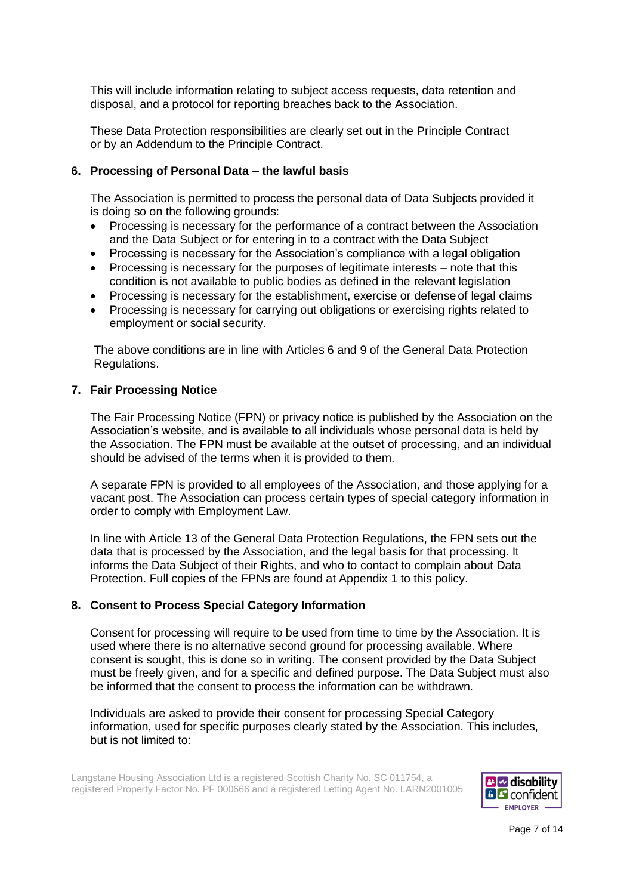This will include information relating to subject access requests, data retention and disposal, and a protocol for reporting breaches back to the Association.

These Data Protection responsibilities are clearly set out in the Principle Contract or by an Addendum to the Principle Contract.

## 6. Processing of Personal Data – the lawful basis

The Association is permitted to process the personal data of Data Subjects provided it is doing so on the following grounds:

- Processing is necessary for the performance of a contract between the Association and the Data Subject or for entering in to a contract with the Data Subject
- Processing is necessary for the Association's compliance with a legal obligation
- Processing is necessary for the purposes of legitimate interests – note that this condition is not available to public bodies as defined in the relevant legislation
- Processing is necessary for the establishment, exercise or defense of legal claims
- Processing is necessary for carrying out obligations or exercising rights related to employment or social security.

The above conditions are in line with Articles 6 and 9 of the General Data Protection Regulations.

## 7. Fair Processing Notice

The Fair Processing Notice (FPN) or privacy notice is published by the Association on the Association's website, and is available to all individuals whose personal data is held by the Association. The FPN must be available at the outset of processing, and an individual should be advised of the terms when it is provided to them.

A separate FPN is provided to all employees of the Association, and those applying for a vacant post. The Association can process certain types of special category information in order to comply with Employment Law.

In line with Article 13 of the General Data Protection Regulations, the FPN sets out the data that is processed by the Association, and the legal basis for that processing. It informs the Data Subject of their Rights, and who to contact to complain about Data Protection. Full copies of the FPNs are found at Appendix 1 to this policy.

## 8. Consent to Process Special Category Information

Consent for processing will require to be used from time to time by the Association. It is used where there is no alternative second ground for processing available. Where consent is sought, this is done so in writing. The consent provided by the Data Subject must be freely given, and for a specific and defined purpose. The Data Subject must also be informed that the consent to process the information can be withdrawn.

Individuals are asked to provide their consent for processing Special Category information, used for specific purposes clearly stated by the Association. This includes, but is not limited to: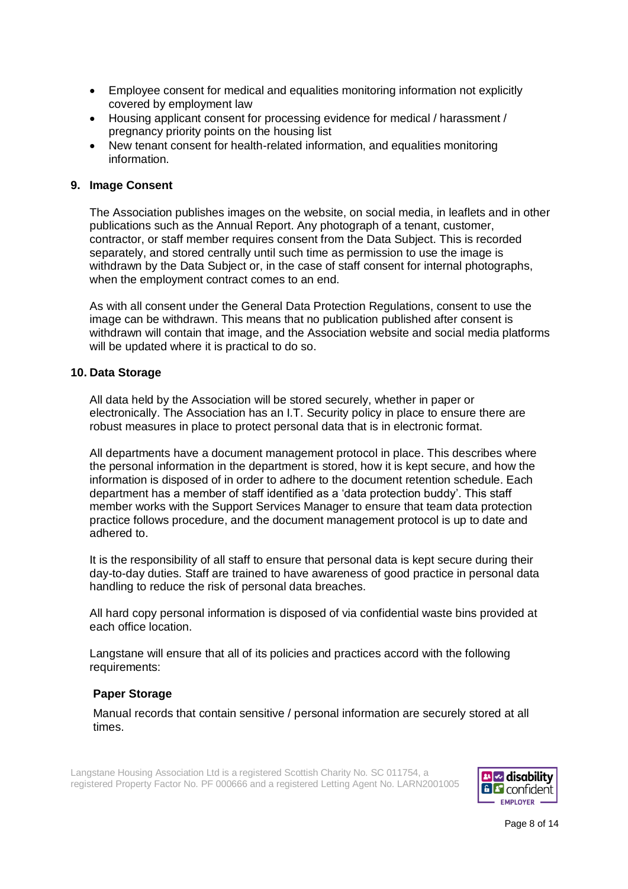- Employee consent for medical and equalities monitoring information not explicitly covered by employment law
- Housing applicant consent for processing evidence for medical / harassment / pregnancy priority points on the housing list
- New tenant consent for health-related information, and equalities monitoring information.

## 9. Image Consent

The Association publishes images on the website, on social media, in leaflets and in other publications such as the Annual Report. Any photograph of a tenant, customer, contractor, or staff member requires consent from the Data Subject. This is recorded separately, and stored centrally until such time as permission to use the image is withdrawn by the Data Subject or, in the case of staff consent for internal photographs, when the employment contract comes to an end.

As with all consent under the General Data Protection Regulations, consent to use the image can be withdrawn. This means that no publication published after consent is withdrawn will contain that image, and the Association website and social media platforms will be updated where it is practical to do so.

## 10. Data Storage

All data held by the Association will be stored securely, whether in paper or electronically. The Association has an I.T. Security policy in place to ensure there are robust measures in place to protect personal data that is in electronic format.

All departments have a document management protocol in place. This describes where the personal information in the department is stored, how it is kept secure, and how the information is disposed of in order to adhere to the document retention schedule. Each department has a member of staff identified as a 'data protection buddy'. This staff member works with the Support Services Manager to ensure that team data protection practice follows procedure, and the document management protocol is up to date and adhered to.

It is the responsibility of all staff to ensure that personal data is kept secure during their day-to-day duties. Staff are trained to have awareness of good practice in personal data handling to reduce the risk of personal data breaches.

All hard copy personal information is disposed of via confidential waste bins provided at each office location.

Langstane will ensure that all of its policies and practices accord with the following requirements:

### Paper Storage

Manual records that contain sensitive / personal information are securely stored at all times.

Langstane Housing Association Ltd is a registered Scottish Charity No. SC 011754, a registered Property Factor No. PF 000666 and a registered Letting Agent No. LARN2001005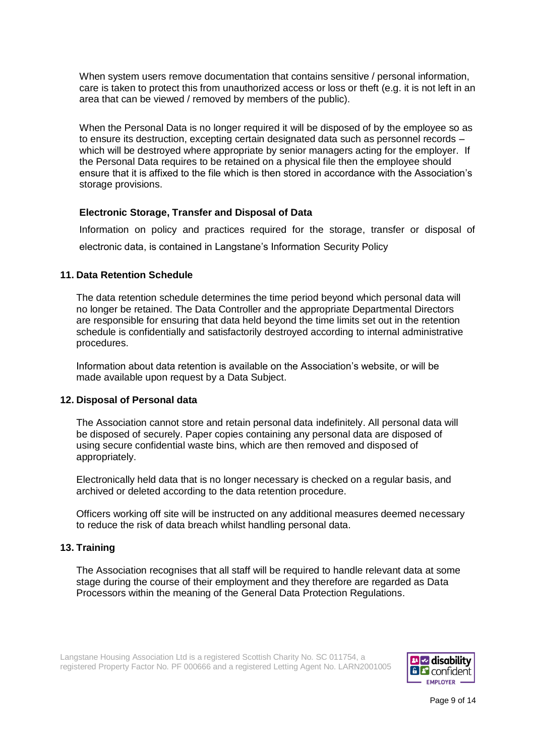When system users remove documentation that contains sensitive / personal information, care is taken to protect this from unauthorized access or loss or theft (e.g. it is not left in an area that can be viewed / removed by members of the public).

When the Personal Data is no longer required it will be disposed of by the employee so as to ensure its destruction, excepting certain designated data such as personnel records – which will be destroyed where appropriate by senior managers acting for the employer. If the Personal Data requires to be retained on a physical file then the employee should ensure that it is affixed to the file which is then stored in accordance with the Association's storage provisions.

**Electronic Storage, Transfer and Disposal of Data**

Information on policy and practices required for the storage, transfer or disposal of electronic data, is contained in Langstane's Information Security Policy

## 11. Data Retention Schedule

The data retention schedule determines the time period beyond which personal data will no longer be retained. The Data Controller and the appropriate Departmental Directors are responsible for ensuring that data held beyond the time limits set out in the retention schedule is confidentially and satisfactorily destroyed according to internal administrative procedures.

Information about data retention is available on the Association's website, or will be made available upon request by a Data Subject.

## 12. Disposal of Personal data

The Association cannot store and retain personal data indefinitely. All personal data will be disposed of securely. Paper copies containing any personal data are disposed of using secure confidential waste bins, which are then removed and disposed of appropriately.

Electronically held data that is no longer necessary is checked on a regular basis, and archived or deleted according to the data retention procedure.

Officers working off site will be instructed on any additional measures deemed necessary to reduce the risk of data breach whilst handling personal data.

## 13. Training

The Association recognises that all staff will be required to handle relevant data at some stage during the course of their employment and they therefore are regarded as Data Processors within the meaning of the General Data Protection Regulations.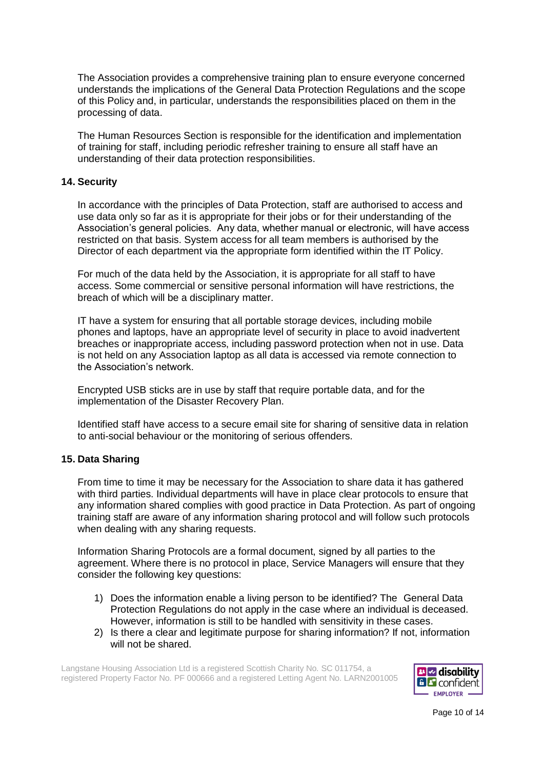The Association provides a comprehensive training plan to ensure everyone concerned understands the implications of the General Data Protection Regulations and the scope of this Policy and, in particular, understands the responsibilities placed on them in the processing of data.

The Human Resources Section is responsible for the identification and implementation of training for staff, including periodic refresher training to ensure all staff have an understanding of their data protection responsibilities.

## 14. Security

In accordance with the principles of Data Protection, staff are authorised to access and use data only so far as it is appropriate for their jobs or for their understanding of the Association's general policies. Any data, whether manual or electronic, will have access restricted on that basis. System access for all team members is authorised by the Director of each department via the appropriate form identified within the IT Policy.

For much of the data held by the Association, it is appropriate for all staff to have access. Some commercial or sensitive personal information will have restrictions, the breach of which will be a disciplinary matter.

IT have a system for ensuring that all portable storage devices, including mobile phones and laptops, have an appropriate level of security in place to avoid inadvertent breaches or inappropriate access, including password protection when not in use. Data is not held on any Association laptop as all data is accessed via remote connection to the Association's network.

Encrypted USB sticks are in use by staff that require portable data, and for the implementation of the Disaster Recovery Plan.

Identified staff have access to a secure email site for sharing of sensitive data in relation to anti-social behaviour or the monitoring of serious offenders.

## 15. Data Sharing

From time to time it may be necessary for the Association to share data it has gathered with third parties. Individual departments will have in place clear protocols to ensure that any information shared complies with good practice in Data Protection. As part of ongoing training staff are aware of any information sharing protocol and will follow such protocols when dealing with any sharing requests.

Information Sharing Protocols are a formal document, signed by all parties to the agreement. Where there is no protocol in place, Service Managers will ensure that they consider the following key questions:

1) Does the information enable a living person to be identified? The General Data Protection Regulations do not apply in the case where an individual is deceased. However, information is still to be handled with sensitivity in these cases.
2) Is there a clear and legitimate purpose for sharing information? If not, information will not be shared.

Langstane Housing Association Ltd is a registered Scottish Charity No. SC 011754, a registered Property Factor No. PF 000666 and a registered Letting Agent No. LARN2001005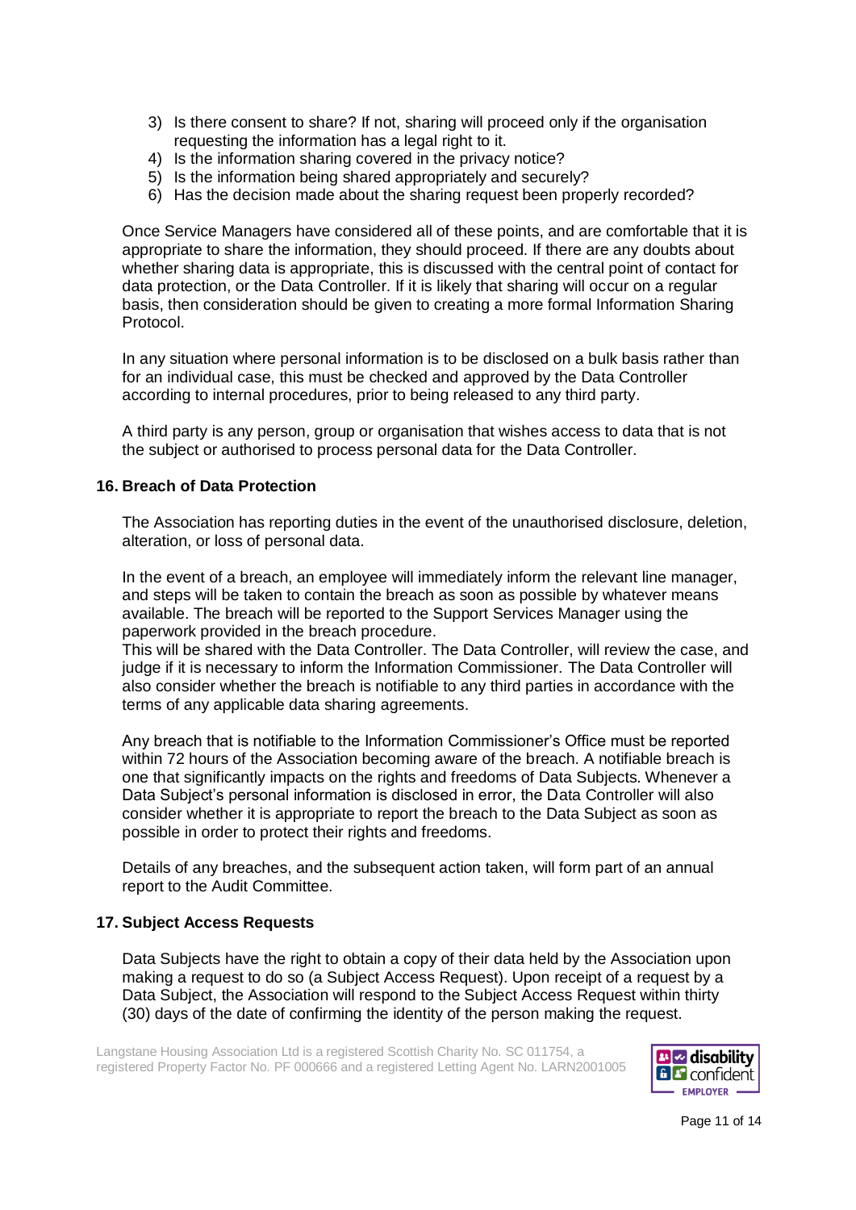3) Is there consent to share? If not, sharing will proceed only if the organisation requesting the information has a legal right to it.
4) Is the information sharing covered in the privacy notice?
5) Is the information being shared appropriately and securely?
6) Has the decision made about the sharing request been properly recorded?

Once Service Managers have considered all of these points, and are comfortable that it is appropriate to share the information, they should proceed. If there are any doubts about whether sharing data is appropriate, this is discussed with the central point of contact for data protection, or the Data Controller. If it is likely that sharing will occur on a regular basis, then consideration should be given to creating a more formal Information Sharing Protocol.

In any situation where personal information is to be disclosed on a bulk basis rather than for an individual case, this must be checked and approved by the Data Controller according to internal procedures, prior to being released to any third party.

A third party is any person, group or organisation that wishes access to data that is not the subject or authorised to process personal data for the Data Controller.

## 16. Breach of Data Protection

The Association has reporting duties in the event of the unauthorised disclosure, deletion, alteration, or loss of personal data.

In the event of a breach, an employee will immediately inform the relevant line manager, and steps will be taken to contain the breach as soon as possible by whatever means available. The breach will be reported to the Support Services Manager using the paperwork provided in the breach procedure.
This will be shared with the Data Controller. The Data Controller, will review the case, and judge if it is necessary to inform the Information Commissioner. The Data Controller will also consider whether the breach is notifiable to any third parties in accordance with the terms of any applicable data sharing agreements.

Any breach that is notifiable to the Information Commissioner's Office must be reported within 72 hours of the Association becoming aware of the breach. A notifiable breach is one that significantly impacts on the rights and freedoms of Data Subjects. Whenever a Data Subject's personal information is disclosed in error, the Data Controller will also consider whether it is appropriate to report the breach to the Data Subject as soon as possible in order to protect their rights and freedoms.

Details of any breaches, and the subsequent action taken, will form part of an annual report to the Audit Committee.

## 17. Subject Access Requests

Data Subjects have the right to obtain a copy of their data held by the Association upon making a request to do so (a Subject Access Request). Upon receipt of a request by a Data Subject, the Association will respond to the Subject Access Request within thirty (30) days of the date of confirming the identity of the person making the request.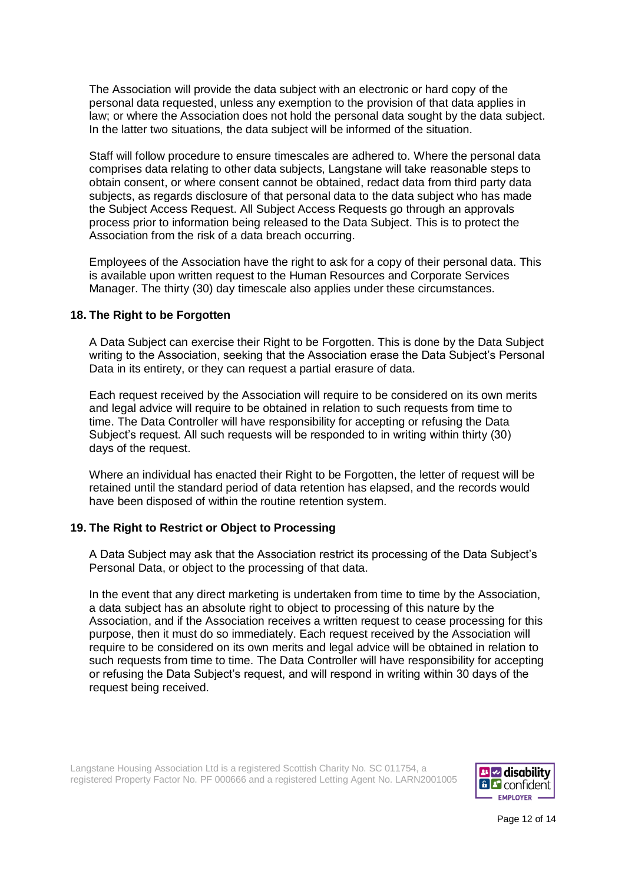The Association will provide the data subject with an electronic or hard copy of the personal data requested, unless any exemption to the provision of that data applies in law; or where the Association does not hold the personal data sought by the data subject. In the latter two situations, the data subject will be informed of the situation.

Staff will follow procedure to ensure timescales are adhered to. Where the personal data comprises data relating to other data subjects, Langstane will take reasonable steps to obtain consent, or where consent cannot be obtained, redact data from third party data subjects, as regards disclosure of that personal data to the data subject who has made the Subject Access Request. All Subject Access Requests go through an approvals process prior to information being released to the Data Subject. This is to protect the Association from the risk of a data breach occurring.

Employees of the Association have the right to ask for a copy of their personal data. This is available upon written request to the Human Resources and Corporate Services Manager. The thirty (30) day timescale also applies under these circumstances.

## 18. The Right to be Forgotten

A Data Subject can exercise their Right to be Forgotten. This is done by the Data Subject writing to the Association, seeking that the Association erase the Data Subject's Personal Data in its entirety, or they can request a partial erasure of data.

Each request received by the Association will require to be considered on its own merits and legal advice will require to be obtained in relation to such requests from time to time. The Data Controller will have responsibility for accepting or refusing the Data Subject's request. All such requests will be responded to in writing within thirty (30) days of the request.

Where an individual has enacted their Right to be Forgotten, the letter of request will be retained until the standard period of data retention has elapsed, and the records would have been disposed of within the routine retention system.

## 19. The Right to Restrict or Object to Processing

A Data Subject may ask that the Association restrict its processing of the Data Subject's Personal Data, or object to the processing of that data.

In the event that any direct marketing is undertaken from time to time by the Association, a data subject has an absolute right to object to processing of this nature by the Association, and if the Association receives a written request to cease processing for this purpose, then it must do so immediately. Each request received by the Association will require to be considered on its own merits and legal advice will be obtained in relation to such requests from time to time. The Data Controller will have responsibility for accepting or refusing the Data Subject's request, and will respond in writing within 30 days of the request being received.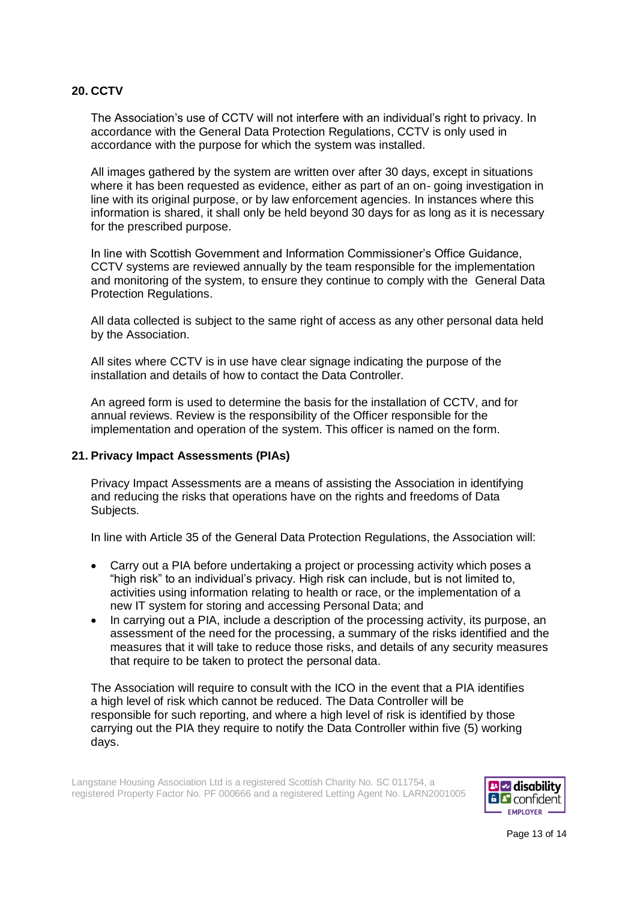## 20. CCTV

The Association's use of CCTV will not interfere with an individual's right to privacy. In accordance with the General Data Protection Regulations, CCTV is only used in accordance with the purpose for which the system was installed.

All images gathered by the system are written over after 30 days, except in situations where it has been requested as evidence, either as part of an on- going investigation in line with its original purpose, or by law enforcement agencies. In instances where this information is shared, it shall only be held beyond 30 days for as long as it is necessary for the prescribed purpose.

In line with Scottish Government and Information Commissioner's Office Guidance, CCTV systems are reviewed annually by the team responsible for the implementation and monitoring of the system, to ensure they continue to comply with the General Data Protection Regulations.

All data collected is subject to the same right of access as any other personal data held by the Association.

All sites where CCTV is in use have clear signage indicating the purpose of the installation and details of how to contact the Data Controller.

An agreed form is used to determine the basis for the installation of CCTV, and for annual reviews. Review is the responsibility of the Officer responsible for the implementation and operation of the system. This officer is named on the form.

## 21. Privacy Impact Assessments (PIAs)

Privacy Impact Assessments are a means of assisting the Association in identifying and reducing the risks that operations have on the rights and freedoms of Data Subjects.

In line with Article 35 of the General Data Protection Regulations, the Association will:

- Carry out a PIA before undertaking a project or processing activity which poses a "high risk" to an individual's privacy. High risk can include, but is not limited to, activities using information relating to health or race, or the implementation of a new IT system for storing and accessing Personal Data; and
- In carrying out a PIA, include a description of the processing activity, its purpose, an assessment of the need for the processing, a summary of the risks identified and the measures that it will take to reduce those risks, and details of any security measures that require to be taken to protect the personal data.

The Association will require to consult with the ICO in the event that a PIA identifies a high level of risk which cannot be reduced. The Data Controller will be responsible for such reporting, and where a high level of risk is identified by those carrying out the PIA they require to notify the Data Controller within five (5) working days.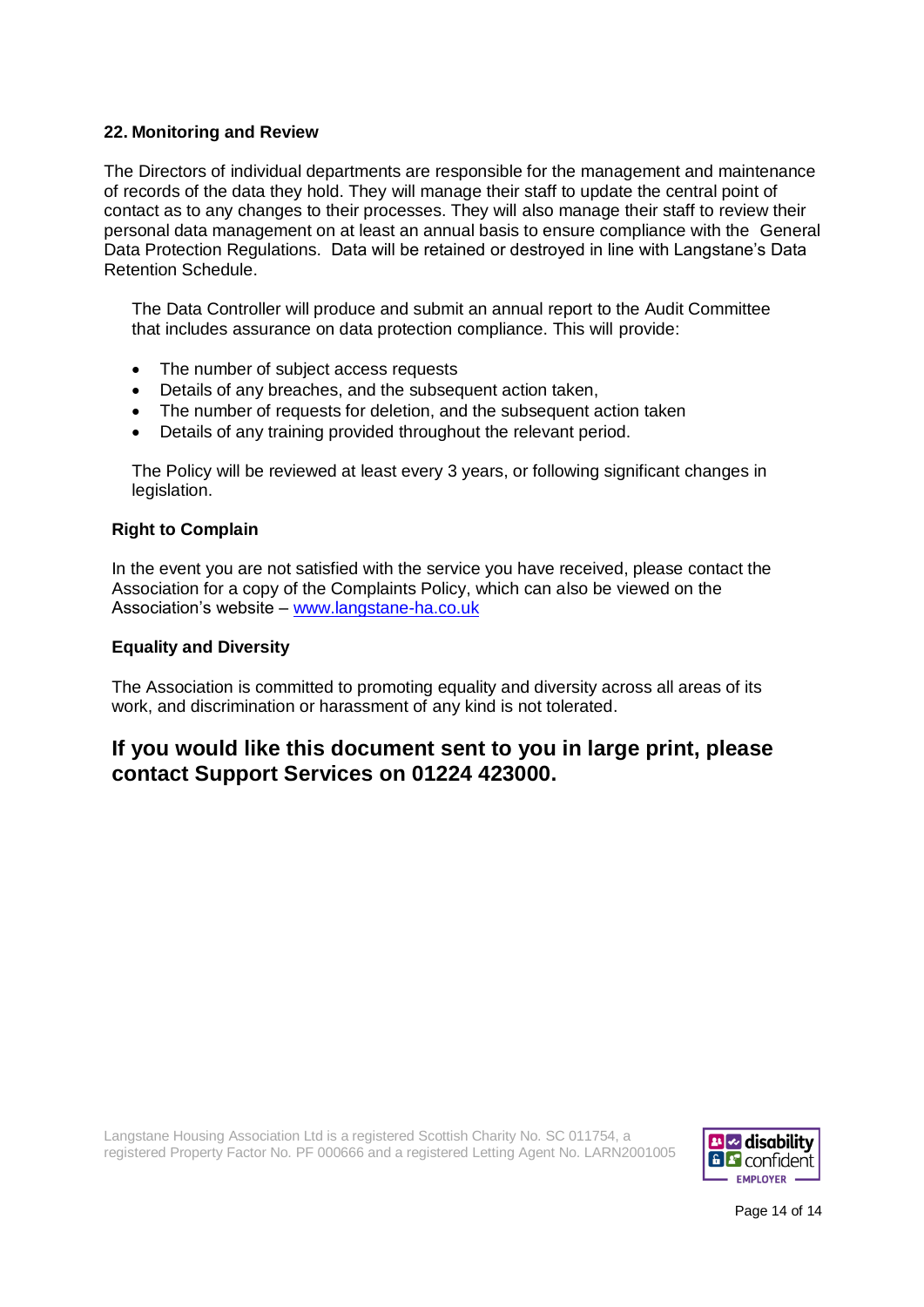## 22. Monitoring and Review

The Directors of individual departments are responsible for the management and maintenance of records of the data they hold. They will manage their staff to update the central point of contact as to any changes to their processes. They will also manage their staff to review their personal data management on at least an annual basis to ensure compliance with the General Data Protection Regulations. Data will be retained or destroyed in line with Langstane's Data Retention Schedule.

The Data Controller will produce and submit an annual report to the Audit Committee that includes assurance on data protection compliance. This will provide:

- The number of subject access requests
- Details of any breaches, and the subsequent action taken,
- The number of requests for deletion, and the subsequent action taken
- Details of any training provided throughout the relevant period.

The Policy will be reviewed at least every 3 years, or following significant changes in legislation.

### Right to Complain

In the event you are not satisfied with the service you have received, please contact the Association for a copy of the Complaints Policy, which can also be viewed on the Association's website – www.langstane-ha.co.uk

### Equality and Diversity

The Association is committed to promoting equality and diversity across all areas of its work, and discrimination or harassment of any kind is not tolerated.

**If you would like this document sent to you in large print, please contact Support Services on 01224 423000.**

Langstane Housing Association Ltd is a registered Scottish Charity No. SC 011754, a registered Property Factor No. PF 000666 and a registered Letting Agent No. LARN2001005

disability confident EMPLOYER